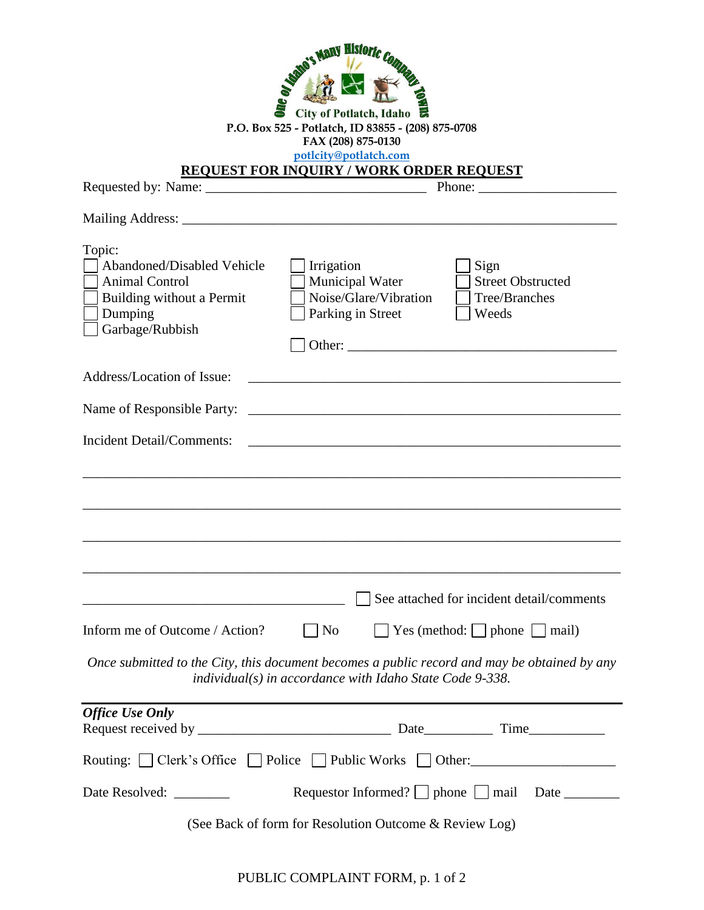One of Idaho's Many Historic Company Towns

City of Potlatch, Idaho

**P.O. Box 525 - Potlatch, ID 83855 - (208) 875-0708**

**FAX (208) 875-0130**

**potlcity@potlatch.com**

# REQUEST FOR INQUIRY / WORK ORDER REQUEST

Requested by: Name: ________________________________ Phone: ____________________

Mailing Address: ________________________________________________________________

Topic:

- ☐ Abandoned/Disabled Vehicle
- ☐ Animal Control
- ☐ Building without a Permit
- ☐ Dumping
- ☐ Garbage/Rubbish
- ☐ Irrigation
- ☐ Municipal Water
- ☐ Noise/Glare/Vibration
- ☐ Parking in Street
- ☐ Sign
- ☐ Street Obstructed
- ☐ Tree/Branches
- ☐ Weeds
- ☐ Other: ________________________________________

Address/Location of Issue: ________________________________________________

Name of Responsible Party: ________________________________________________

Incident Detail/Comments: ________________________________________________

______________________________________________________________________________

______________________________________________________________________________

______________________________________________________________________________

______________________________________________________________________________

______________________________________ ☐ See attached for incident detail/comments

Inform me of Outcome / Action? ☐ No ☐ Yes (method: ☐ phone ☐ mail)

*Once submitted to the City, this document becomes a public record and may be obtained by any individual(s) in accordance with Idaho State Code 9-338.*

---

***Office Use Only***

Request received by ____________________________ Date__________ Time___________

Routing: ☐ Clerk's Office ☐ Police ☐ Public Works ☐ Other:____________________

Date Resolved: ________ Requestor Informed? ☐ phone ☐ mail Date ________

(See Back of form for Resolution Outcome & Review Log)

PUBLIC COMPLAINT FORM, p. 1 of 2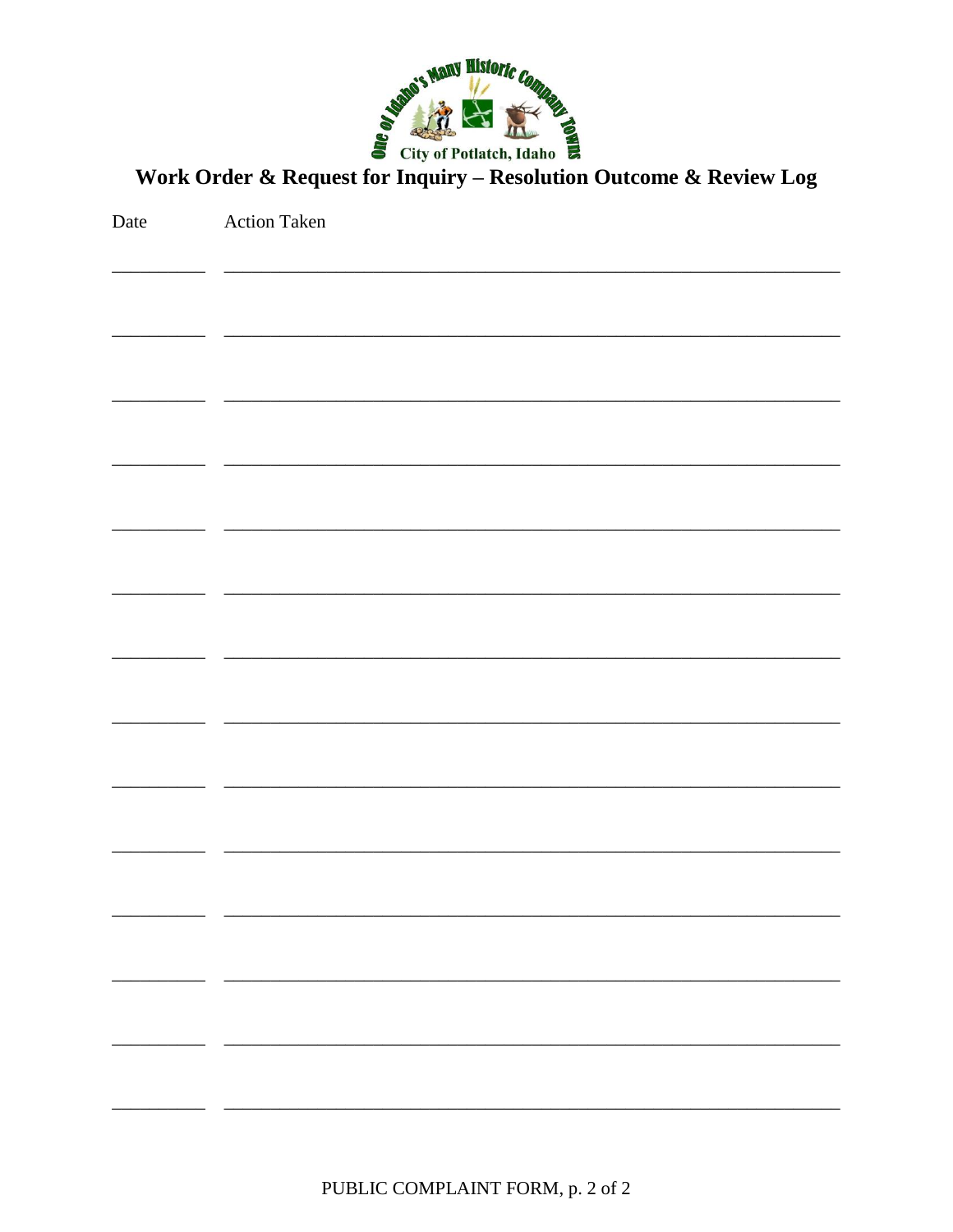One of Idaho's Many Historic Company Towns

City of Potlatch, Idaho

# Work Order & Request for Inquiry – Resolution Outcome & Review Log

| Date | Action Taken |
| --- | --- |
| __________ | ____________________________________________________________ |
| __________ | ____________________________________________________________ |
| __________ | ____________________________________________________________ |
| __________ | ____________________________________________________________ |
| __________ | ____________________________________________________________ |
| __________ | ____________________________________________________________ |
| __________ | ____________________________________________________________ |
| __________ | ____________________________________________________________ |
| __________ | ____________________________________________________________ |
| __________ | ____________________________________________________________ |
| __________ | ____________________________________________________________ |
| __________ | ____________________________________________________________ |
| __________ | ____________________________________________________________ |
| __________ | ____________________________________________________________ |

PUBLIC COMPLAINT FORM, p. 2 of 2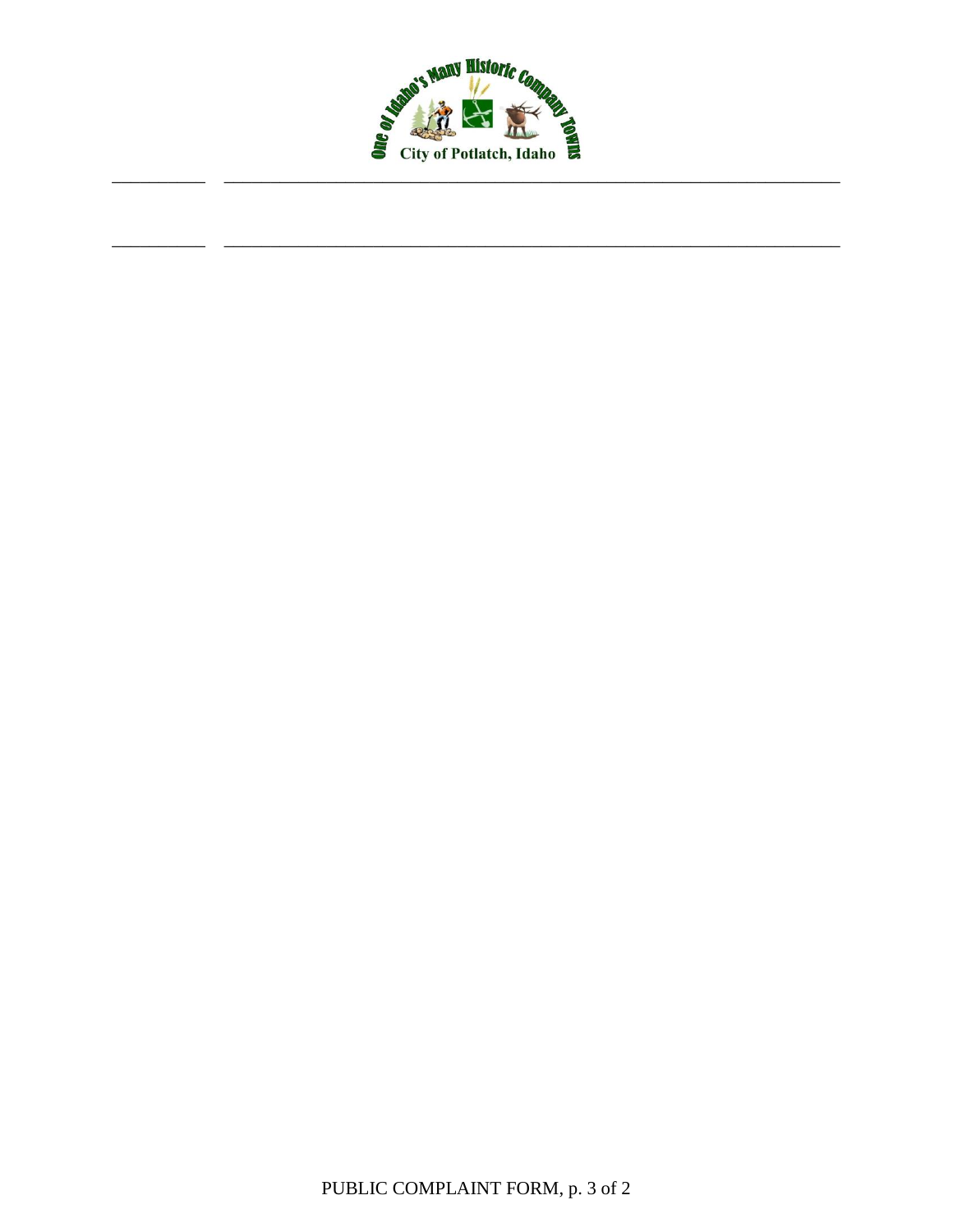City of Potlatch, Idaho

__________ ____________________________________________________________

__________ ____________________________________________________________